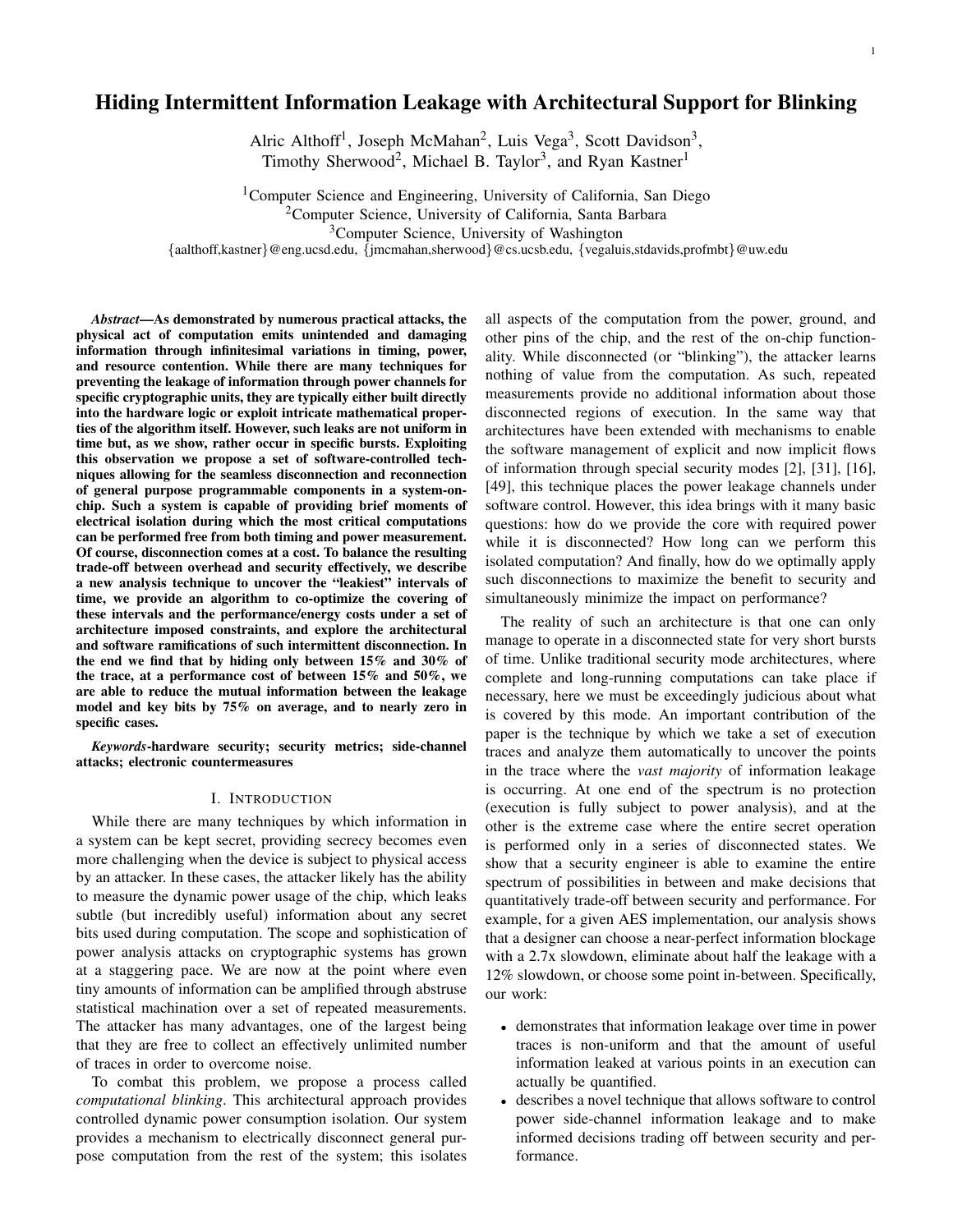# Hiding Intermittent Information Leakage with Architectural Support for Blinking

Alric Althoff[1], Joseph McMahan[2], Luis Vega[3], Scott Davidson[3], Timothy Sherwood[2], Michael B. Taylor[3], and Ryan Kastner[1]

[1]Computer Science and Engineering, University of California, San Diego
[2]Computer Science, University of California, Santa Barbara
[3]Computer Science, University of Washington
{aalthoff,kastner}@eng.ucsd.edu, {jmcmahan,sherwood}@cs.ucsb.edu, {vegaluis,stdavids,profmbt}@uw.edu

***Abstract*—As demonstrated by numerous practical attacks, the physical act of computation emits unintended and damaging information through infinitesimal variations in timing, power, and resource contention. While there are many techniques for preventing the leakage of information through power channels for specific cryptographic units, they are typically either built directly into the hardware logic or exploit intricate mathematical properties of the algorithm itself. However, such leaks are not uniform in time but, as we show, rather occur in specific bursts. Exploiting this observation we propose a set of software-controlled techniques allowing for the seamless disconnection and reconnection of general purpose programmable components in a system-on-chip. Such a system is capable of providing brief moments of electrical isolation during which the most critical computations can be performed free from both timing and power measurement. Of course, disconnection comes at a cost. To balance the resulting trade-off between overhead and security effectively, we describe a new analysis technique to uncover the "leakiest" intervals of time, we provide an algorithm to co-optimize the covering of these intervals and the performance/energy costs under a set of architecture imposed constraints, and explore the architectural and software ramifications of such intermittent disconnection. In the end we find that by hiding only between 15% and 30% of the trace, at a performance cost of between 15% and 50%, we are able to reduce the mutual information between the leakage model and key bits by 75% on average, and to nearly zero in specific cases.**

***Keywords*-hardware security; security metrics; side-channel attacks; electronic countermeasures**

## I. Introduction

While there are many techniques by which information in a system can be kept secret, providing secrecy becomes even more challenging when the device is subject to physical access by an attacker. In these cases, the attacker likely has the ability to measure the dynamic power usage of the chip, which leaks subtle (but incredibly useful) information about any secret bits used during computation. The scope and sophistication of power analysis attacks on cryptographic systems has grown at a staggering pace. We are now at the point where even tiny amounts of information can be amplified through abstruse statistical machination over a set of repeated measurements. The attacker has many advantages, one of the largest being that they are free to collect an effectively unlimited number of traces in order to overcome noise.

To combat this problem, we propose a process called *computational blinking*. This architectural approach provides controlled dynamic power consumption isolation. Our system provides a mechanism to electrically disconnect general purpose computation from the rest of the system; this isolates all aspects of the computation from the power, ground, and other pins of the chip, and the rest of the on-chip functionality. While disconnected (or "blinking"), the attacker learns nothing of value from the computation. As such, repeated measurements provide no additional information about those disconnected regions of execution. In the same way that architectures have been extended with mechanisms to enable the software management of explicit and now implicit flows of information through special security modes [2], [31], [16], [49], this technique places the power leakage channels under software control. However, this idea brings with it many basic questions: how do we provide the core with required power while it is disconnected? How long can we perform this isolated computation? And finally, how do we optimally apply such disconnections to maximize the benefit to security and simultaneously minimize the impact on performance?

The reality of such an architecture is that one can only manage to operate in a disconnected state for very short bursts of time. Unlike traditional security mode architectures, where complete and long-running computations can take place if necessary, here we must be exceedingly judicious about what is covered by this mode. An important contribution of the paper is the technique by which we take a set of execution traces and analyze them automatically to uncover the points in the trace where the *vast majority* of information leakage is occurring. At one end of the spectrum is no protection (execution is fully subject to power analysis), and at the other is the extreme case where the entire secret operation is performed only in a series of disconnected states. We show that a security engineer is able to examine the entire spectrum of possibilities in between and make decisions that quantitatively trade-off between security and performance. For example, for a given AES implementation, our analysis shows that a designer can choose a near-perfect information blockage with a 2.7x slowdown, eliminate about half the leakage with a 12% slowdown, or choose some point in-between. Specifically, our work:

- demonstrates that information leakage over time in power traces is non-uniform and that the amount of useful information leaked at various points in an execution can actually be quantified.
- describes a novel technique that allows software to control power side-channel information leakage and to make informed decisions trading off between security and performance.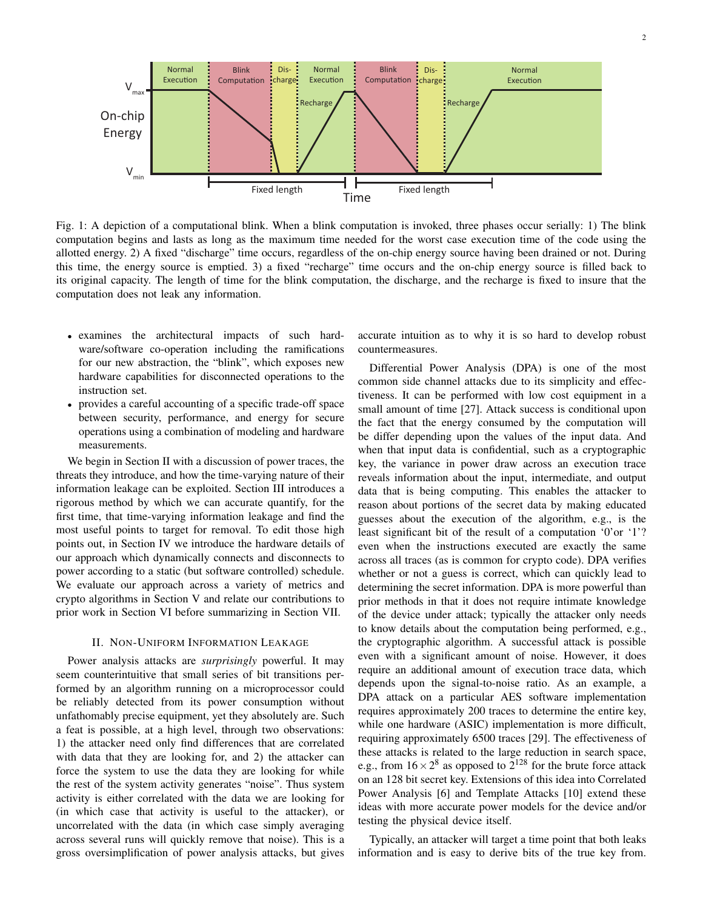Fig. 1: A depiction of a computational blink. When a blink computation is invoked, three phases occur serially: 1) The blink computation begins and lasts as long as the maximum time needed for the worst case execution time of the code using the allotted energy. 2) A fixed "discharge" time occurs, regardless of the on-chip energy source having been drained or not. During this time, the energy source is emptied. 3) a fixed "recharge" time occurs and the on-chip energy source is filled back to its original capacity. The length of time for the blink computation, the discharge, and the recharge is fixed to insure that the computation does not leak any information.

- examines the architectural impacts of such hardware/software co-operation including the ramifications for our new abstraction, the "blink", which exposes new hardware capabilities for disconnected operations to the instruction set.
- provides a careful accounting of a specific trade-off space between security, performance, and energy for secure operations using a combination of modeling and hardware measurements.

We begin in Section II with a discussion of power traces, the threats they introduce, and how the time-varying nature of their information leakage can be exploited. Section III introduces a rigorous method by which we can accurate quantify, for the first time, that time-varying information leakage and find the most useful points to target for removal. To elide those high points out, in Section IV we introduce the hardware details of our approach which dynamically connects and disconnects to power according to a static (but software controlled) schedule. We evaluate our approach across a variety of metrics and crypto algorithms in Section V and relate our contributions to prior work in Section VI before summarizing in Section VII.

## II. Non-Uniform Information Leakage

Power analysis attacks are *surprisingly* powerful. It may seem counterintuitive that small series of bit transitions performed by an algorithm running on a microprocessor could be reliably detected from its power consumption without unfathomably precise equipment, yet they absolutely are. Such a feat is possible, at a high level, through two observations: 1) the attacker need only find differences that are correlated with data that they are looking for, and 2) the attacker can force the system to use the data they are looking for while the rest of the system activity generates "noise". Thus system activity is either correlated with the data we are looking for (in which case that activity is useful to the attacker), or uncorrelated with the data (in which case simply averaging across several runs will quickly remove that noise). This is a gross oversimplification of power analysis attacks, but gives accurate intuition as to why it is so hard to develop robust countermeasures.

Differential Power Analysis (DPA) is one of the most common side channel attacks due to its simplicity and effectiveness. It can be performed with low cost equipment in a small amount of time [27]. Attack success is conditional upon the fact that the energy consumed by the computation will be differ depending upon the values of the input data. And when that input data is confidential, such as a cryptographic key, the variance in power draw across an execution trace reveals information about the input, intermediate, and output data that is being computing. This enables the attacker to reason about portions of the secret data by making educated guesses about the execution of the algorithm, e.g., is the least significant bit of the result of a computation '0'or '1'? even when the instructions executed are exactly the same across all traces (as is common for crypto code). DPA verifies whether or not a guess is correct, which can quickly lead to determining the secret information. DPA is more powerful than prior methods in that it does not require intimate knowledge of the device under attack; typically the attacker only needs to know details about the computation being performed, e.g., the cryptographic algorithm. A successful attack is possible even with a significant amount of noise. However, it does require an additional amount of execution trace data, which depends upon the signal-to-noise ratio. As an example, a DPA attack on a particular AES software implementation requires approximately 200 traces to determine the entire key, while one hardware (ASIC) implementation is more difficult, requiring approximately 6500 traces [29]. The effectiveness of these attacks is related to the large reduction in search space, e.g., from $16 \times 2^8$ as opposed to $2^{128}$ for the brute force attack on an 128 bit secret key. Extensions of this idea into Correlated Power Analysis [6] and Template Attacks [10] extend these ideas with more accurate power models for the device and/or testing the physical device itself.

Typically, an attacker will target a time point that both leaks information and is easy to derive bits of the true key from.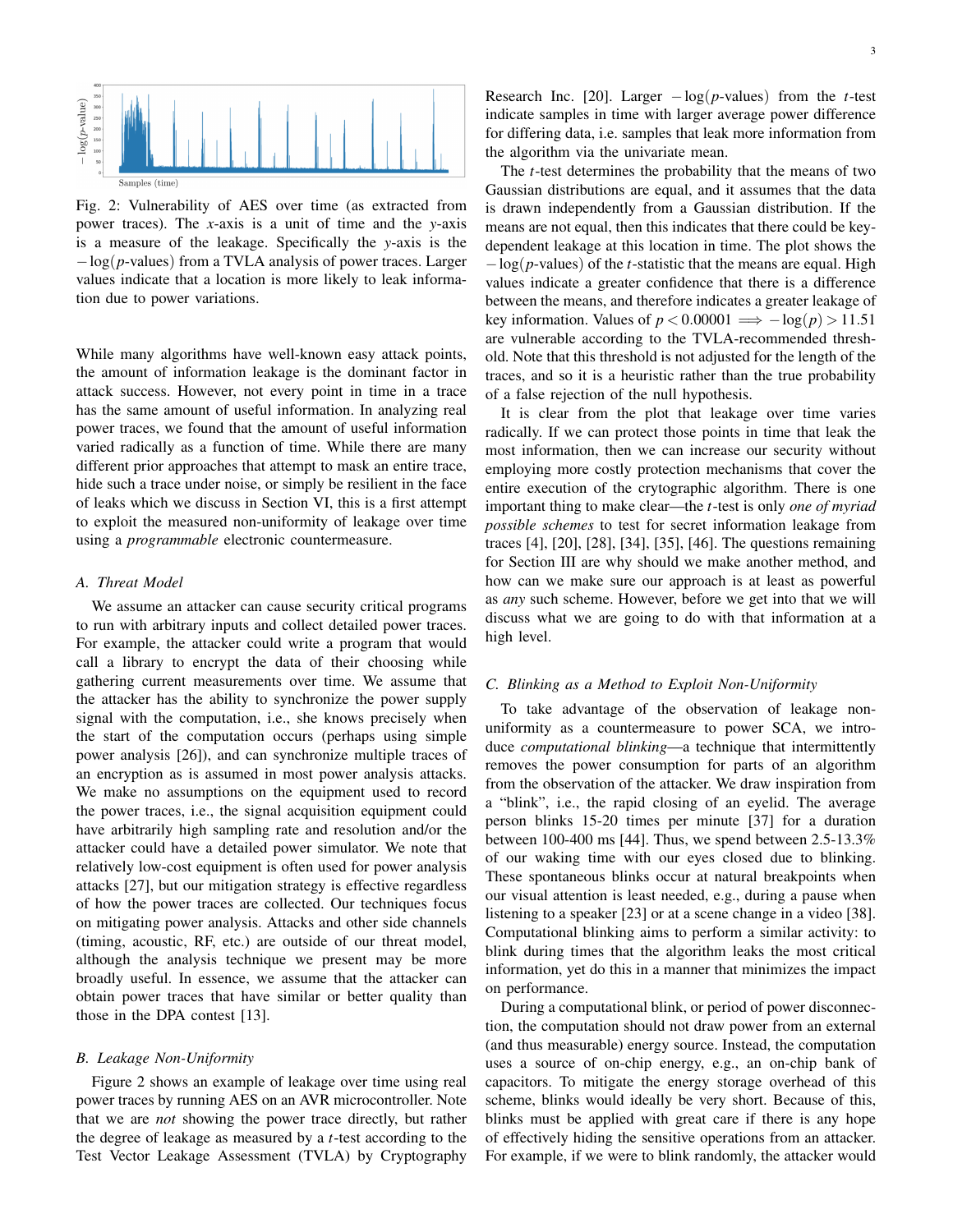Fig. 2: Vulnerability of AES over time (as extracted from power traces). The $x$-axis is a unit of time and the $y$-axis is a measure of the leakage. Specifically the $y$-axis is the $-\log(p\text{-values})$ from a TVLA analysis of power traces. Larger values indicate that a location is more likely to leak information due to power variations.

While many algorithms have well-known easy attack points, the amount of information leakage is the dominant factor in attack success. However, not every point in time in a trace has the same amount of useful information. In analyzing real power traces, we found that the amount of useful information varied radically as a function of time. While there are many different prior approaches that attempt to mask an entire trace, hide such a trace under noise, or simply be resilient in the face of leaks which we discuss in Section VI, this is a first attempt to exploit the measured non-uniformity of leakage over time using a *programmable* electronic countermeasure.

### A. Threat Model

We assume an attacker can cause security critical programs to run with arbitrary inputs and collect detailed power traces. For example, the attacker could write a program that would call a library to encrypt the data of their choosing while gathering current measurements over time. We assume that the attacker has the ability to synchronize the power supply signal with the computation, i.e., she knows precisely when the start of the computation occurs (perhaps using simple power analysis [26]), and can synchronize multiple traces of an encryption as is assumed in most power analysis attacks. We make no assumptions on the equipment used to record the power traces, i.e., the signal acquisition equipment could have arbitrarily high sampling rate and resolution and/or the attacker could have a detailed power simulator. We note that relatively low-cost equipment is often used for power analysis attacks [27], but our mitigation strategy is effective regardless of how the power traces are collected. Our techniques focus on mitigating power analysis. Attacks and other side channels (timing, acoustic, RF, etc.) are outside of our threat model, although the analysis technique we present may be more broadly useful. In essence, we assume that the attacker can obtain power traces that have similar or better quality than those in the DPA contest [13].

### B. Leakage Non-Uniformity

Figure 2 shows an example of leakage over time using real power traces by running AES on an AVR microcontroller. Note that we are *not* showing the power trace directly, but rather the degree of leakage as measured by a $t$-test according to the Test Vector Leakage Assessment (TVLA) by Cryptography Research Inc. [20]. Larger $-\log(p\text{-values})$ from the $t$-test indicate samples in time with larger average power difference for differing data, i.e. samples that leak more information from the algorithm via the univariate mean.

The $t$-test determines the probability that the means of two Gaussian distributions are equal, and it assumes that the data is drawn independently from a Gaussian distribution. If the means are not equal, then this indicates that there could be key-dependent leakage at this location in time. The plot shows the $-\log(p\text{-values})$ of the $t$-statistic that the means are equal. High values indicate a greater confidence that there is a difference between the means, and therefore indicates a greater leakage of key information. Values of $p < 0.00001 \implies -\log(p) > 11.51$ are vulnerable according to the TVLA-recommended threshold. Note that this threshold is not adjusted for the length of the traces, and so it is a heuristic rather than the true probability of a false rejection of the null hypothesis.

It is clear from the plot that leakage over time varies radically. If we can protect those points in time that leak the most information, then we can increase our security without employing more costly protection mechanisms that cover the entire execution of the crytographic algorithm. There is one important thing to make clear—the $t$-test is only *one of myriad possible schemes* to test for secret information leakage from traces [4], [20], [28], [34], [35], [46]. The questions remaining for Section III are why should we make another method, and how can we make sure our approach is at least as powerful as *any* such scheme. However, before we get into that we will discuss what we are going to do with that information at a high level.

### C. Blinking as a Method to Exploit Non-Uniformity

To take advantage of the observation of leakage non-uniformity as a countermeasure to power SCA, we introduce *computational blinking*—a technique that intermittently removes the power consumption for parts of an algorithm from the observation of the attacker. We draw inspiration from a "blink", i.e., the rapid closing of an eyelid. The average person blinks 15-20 times per minute [37] for a duration between 100-400 ms [44]. Thus, we spend between 2.5-13.3% of our waking time with our eyes closed due to blinking. These spontaneous blinks occur at natural breakpoints when our visual attention is least needed, e.g., during a pause when listening to a speaker [23] or at a scene change in a video [38]. Computational blinking aims to perform a similar activity: to blink during times that the algorithm leaks the most critical information, yet do this in a manner that minimizes the impact on performance.

During a computational blink, or period of power disconnection, the computation should not draw power from an external (and thus measurable) energy source. Instead, the computation uses a source of on-chip energy, e.g., an on-chip bank of capacitors. To mitigate the energy storage overhead of this scheme, blinks would ideally be very short. Because of this, blinks must be applied with great care if there is any hope of effectively hiding the sensitive operations from an attacker. For example, if we were to blink randomly, the attacker would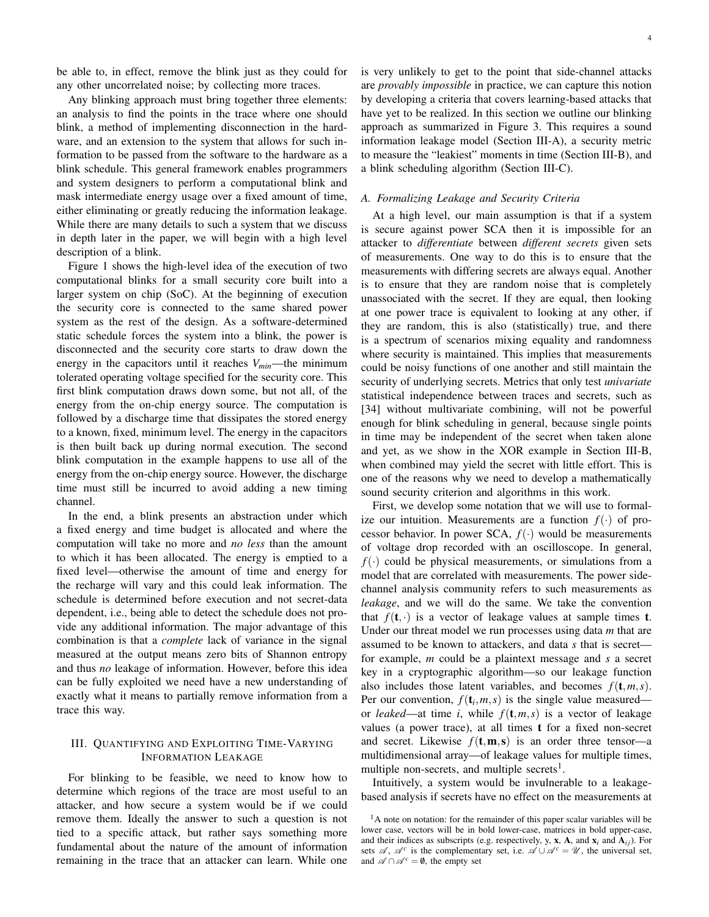be able to, in effect, remove the blink just as they could for any other uncorrelated noise; by collecting more traces.

Any blinking approach must bring together three elements: an analysis to find the points in the trace where one should blink, a method of implementing disconnection in the hardware, and an extension to the system that allows for such information to be passed from the software to the hardware as a blink schedule. This general framework enables programmers and system designers to perform a computational blink and mask intermediate energy usage over a fixed amount of time, either eliminating or greatly reducing the information leakage. While there are many details to such a system that we discuss in depth later in the paper, we will begin with a high level description of a blink.

Figure 1 shows the high-level idea of the execution of two computational blinks for a small security core built into a larger system on chip (SoC). At the beginning of execution the security core is connected to the same shared power system as the rest of the design. As a software-determined static schedule forces the system into a blink, the power is disconnected and the security core starts to draw down the energy in the capacitors until it reaches $V_{min}$—the minimum tolerated operating voltage specified for the security core. This first blink computation draws down some, but not all, of the energy from the on-chip energy source. The computation is followed by a discharge time that dissipates the stored energy to a known, fixed, minimum level. The energy in the capacitors is then built back up during normal execution. The second blink computation in the example happens to use all of the energy from the on-chip energy source. However, the discharge time must still be incurred to avoid adding a new timing channel.

In the end, a blink presents an abstraction under which a fixed energy and time budget is allocated and where the computation will take no more and *no less* than the amount to which it has been allocated. The energy is emptied to a fixed level—otherwise the amount of time and energy for the recharge will vary and this could leak information. The schedule is determined before execution and not secret-data dependent, i.e., being able to detect the schedule does not provide any additional information. The major advantage of this combination is that a *complete* lack of variance in the signal measured at the output means zero bits of Shannon entropy and thus *no* leakage of information. However, before this idea can be fully exploited we need have a new understanding of exactly what it means to partially remove information from a trace this way.

## III. Quantifying and Exploiting Time-Varying Information Leakage

For blinking to be feasible, we need to know how to determine which regions of the trace are most useful to an attacker, and how secure a system would be if we could remove them. Ideally the answer to such a question is not tied to a specific attack, but rather says something more fundamental about the nature of the amount of information remaining in the trace that an attacker can learn. While one is very unlikely to get to the point that side-channel attacks are *provably impossible* in practice, we can capture this notion by developing a criteria that covers learning-based attacks that have yet to be realized. In this section we outline our blinking approach as summarized in Figure 3. This requires a sound information leakage model (Section III-A), a security metric to measure the "leakiest" moments in time (Section III-B), and a blink scheduling algorithm (Section III-C).

### A. Formalizing Leakage and Security Criteria

At a high level, our main assumption is that if a system is secure against power SCA then it is impossible for an attacker to *differentiate* between *different secrets* given sets of measurements. One way to do this is to ensure that the measurements with differing secrets are always equal. Another is to ensure that they are random noise that is completely unassociated with the secret. If they are equal, then looking at one power trace is equivalent to looking at any other, if they are random, this is also (statistically) true, and there is a spectrum of scenarios mixing equality and randomness where security is maintained. This implies that measurements could be noisy functions of one another and still maintain the security of underlying secrets. Metrics that only test *univariate* statistical independence between traces and secrets, such as [34] without multivariate combining, will not be powerful enough for blink scheduling in general, because single points in time may be independent of the secret when taken alone and yet, as we show in the XOR example in Section III-B, when combined may yield the secret with little effort. This is one of the reasons why we need to develop a mathematically sound security criterion and algorithms in this work.

First, we develop some notation that we will use to formalize our intuition. Measurements are a function $f(\cdot)$ of processor behavior. In power SCA, $f(\cdot)$ would be measurements of voltage drop recorded with an oscilloscope. In general, $f(\cdot)$ could be physical measurements, or simulations from a model that are correlated with measurements. The power side-channel analysis community refers to such measurements as *leakage*, and we will do the same. We take the convention that $f(\mathbf{t},\cdot)$ is a vector of leakage values at sample times $\mathbf{t}$. Under our threat model we run processes using data $m$ that are assumed to be known to attackers, and data $s$ that is secret—for example, $m$ could be a plaintext message and $s$ a secret key in a cryptographic algorithm—so our leakage function also includes those latent variables, and becomes $f(\mathbf{t},m,s)$. Per our convention, $f(\mathbf{t}_i,m,s)$ is the single value measured—or *leaked*—at time $i$, while $f(\mathbf{t},m,s)$ is a vector of leakage values (a power trace), at all times $\mathbf{t}$ for a fixed non-secret and secret. Likewise $f(\mathbf{t},\mathbf{m},\mathbf{s})$ is an order three tensor—a multidimensional array—of leakage values for multiple times, multiple non-secrets, and multiple secrets[1].

Intuitively, a system would be invulnerable to a leakage-based analysis if secrets have no effect on the measurements at

[1] A note on notation: for the remainder of this paper scalar variables will be lower case, vectors will be in bold lower-case, matrices in bold upper-case, and their indices as subscripts (e.g. respectively, y, $\mathbf{x}$, $\mathbf{A}$, and $\mathbf{x}_i$ and $\mathbf{A}_{ij}$). For sets $\mathscr{A}$, $\mathscr{A}^c$ is the complementary set, i.e. $\mathscr{A} \cup \mathscr{A}^c = \mathscr{U}$, the universal set, and $\mathscr{A} \cap \mathscr{A}^c = \emptyset$, the empty set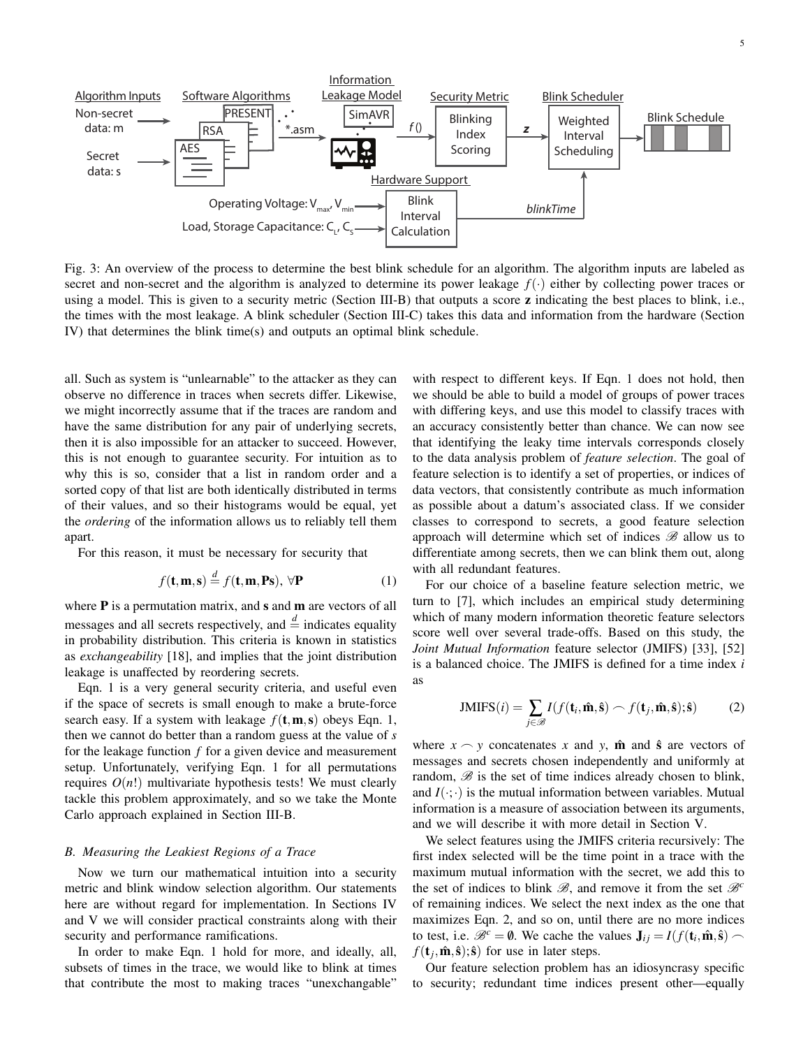Fig. 3: An overview of the process to determine the best blink schedule for an algorithm. The algorithm inputs are labeled as secret and non-secret and the algorithm is analyzed to determine its power leakage $f(\cdot)$ either by collecting power traces or using a model. This is given to a security metric (Section III-B) that outputs a score $\mathbf{z}$ indicating the best places to blink, i.e., the times with the most leakage. A blink scheduler (Section III-C) takes this data and information from the hardware (Section IV) that determines the blink time(s) and outputs an optimal blink schedule.

all. Such as system is "unlearnable" to the attacker as they can observe no difference in traces when secrets differ. Likewise, we might incorrectly assume that if the traces are random and have the same distribution for any pair of underlying secrets, then it is also impossible for an attacker to succeed. However, this is not enough to guarantee security. For intuition as to why this is so, consider that a list in random order and a sorted copy of that list are both identically distributed in terms of their values, and so their histograms would be equal, yet the *ordering* of the information allows us to reliably tell them apart.

For this reason, it must be necessary for security that

$$f(\mathbf{t},\mathbf{m},\mathbf{s}) \stackrel{d}{=} f(\mathbf{t},\mathbf{m},\mathbf{Ps}),\ \forall \mathbf{P} \tag{1}$$

where $\mathbf{P}$ is a permutation matrix, and $\mathbf{s}$ and $\mathbf{m}$ are vectors of all messages and all secrets respectively, and $\stackrel{d}{=}$ indicates equality in probability distribution. This criteria is known in statistics as *exchangeability* [18], and implies that the joint distribution leakage is unaffected by reordering secrets.

Eqn. 1 is a very general security criteria, and useful even if the space of secrets is small enough to make a brute-force search easy. If a system with leakage $f(\mathbf{t},\mathbf{m},\mathbf{s})$ obeys Eqn. 1, then we cannot do better than a random guess at the value of $s$ for the leakage function $f$ for a given device and measurement setup. Unfortunately, verifying Eqn. 1 for all permutations requires $O(n!)$ multivariate hypothesis tests! We must clearly tackle this problem approximately, and so we take the Monte Carlo approach explained in Section III-B.

### B. Measuring the Leakiest Regions of a Trace

Now we turn our mathematical intuition into a security metric and blink window selection algorithm. Our statements here are without regard for implementation. In Sections IV and V we will consider practical constraints along with their security and performance ramifications.

In order to make Eqn. 1 hold for more, and ideally, all, subsets of times in the trace, we would like to blink at times that contribute the most to making traces "unexchangable" with respect to different keys. If Eqn. 1 does not hold, then we should be able to build a model of groups of power traces with differing keys, and use this model to classify traces with an accuracy consistently better than chance. We can now see that identifying the leaky time intervals corresponds closely to the data analysis problem of *feature selection*. The goal of feature selection is to identify a set of properties, or indices of data vectors, that consistently contribute as much information as possible about a datum's associated class. If we consider classes to correspond to secrets, a good feature selection approach will determine which set of indices $\mathscr{B}$ allow us to differentiate among secrets, then we can blink them out, along with all redundant features.

For our choice of a baseline feature selection metric, we turn to [7], which includes an empirical study determining which of many modern information theoretic feature selectors score well over several trade-offs. Based on this study, the *Joint Mutual Information* feature selector (JMIFS) [33], [52] is a balanced choice. The JMIFS is defined for a time index $i$ as

$$\mathrm{JMIFS}(i) = \sum_{j\in\mathscr{B}} I(f(\mathbf{t}_i,\hat{\mathbf{m}},\hat{\mathbf{s}}) \frown f(\mathbf{t}_j,\hat{\mathbf{m}},\hat{\mathbf{s}});\hat{\mathbf{s}}) \tag{2}$$

where $x \frown y$ concatenates $x$ and $y$, $\hat{\mathbf{m}}$ and $\hat{\mathbf{s}}$ are vectors of messages and secrets chosen independently and uniformly at random, $\mathscr{B}$ is the set of time indices already chosen to blink, and $I(\cdot;\cdot)$ is the mutual information between variables. Mutual information is a measure of association between its arguments, and we will describe it with more detail in Section V.

We select features using the JMIFS criteria recursively: The first index selected will be the time point in a trace with the maximum mutual information with the secret, we add this to the set of indices to blink $\mathscr{B}$, and remove it from the set $\mathscr{B}^c$ of remaining indices. We select the next index as the one that maximizes Eqn. 2, and so on, until there are no more indices to test, i.e. $\mathscr{B}^c = \emptyset$. We cache the values $\mathbf{J}_{ij} = I(f(\mathbf{t}_i,\hat{\mathbf{m}},\hat{\mathbf{s}}) \frown f(\mathbf{t}_j,\hat{\mathbf{m}},\hat{\mathbf{s}});\hat{\mathbf{s}})$ for use in later steps.

Our feature selection problem has an idiosyncrasy specific to security; redundant time indices present other—equally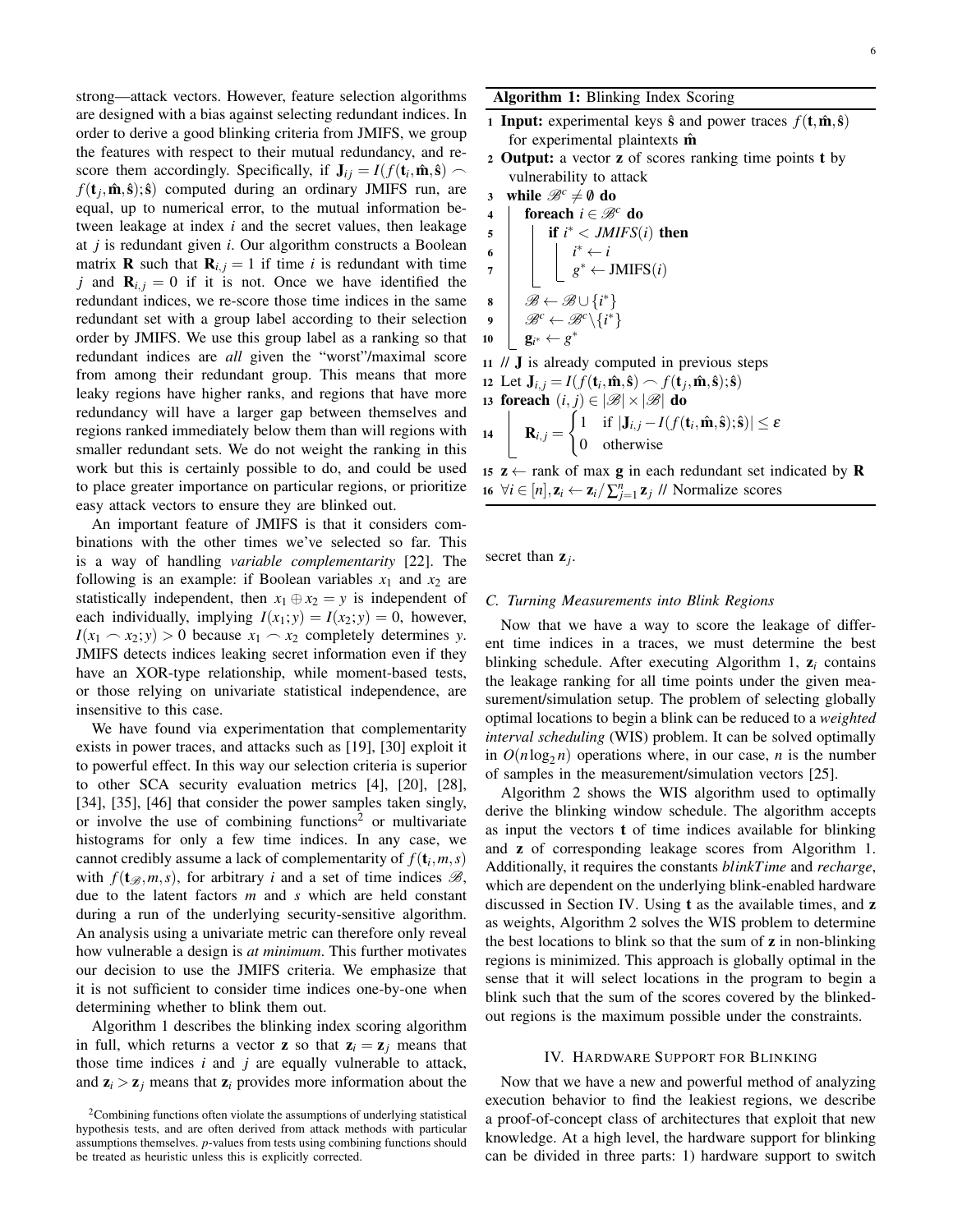strong—attack vectors. However, feature selection algorithms are designed with a bias against selecting redundant indices. In order to derive a good blinking criteria from JMIFS, we group the features with respect to their mutual redundancy, and re-score them accordingly. Specifically, if $\mathbf{J}_{ij} = I(f(\mathbf{t}_i, \hat{\mathbf{m}}, \hat{\mathbf{s}}) \frown f(\mathbf{t}_j, \hat{\mathbf{m}}, \hat{\mathbf{s}}); \hat{\mathbf{s}})$ computed during an ordinary JMIFS run, are equal, up to numerical error, to the mutual information between leakage at index $i$ and the secret values, then leakage at $j$ is redundant given $i$. Our algorithm constructs a Boolean matrix $\mathbf{R}$ such that $\mathbf{R}_{i,j} = 1$ if time $i$ is redundant with time $j$ and $\mathbf{R}_{i,j} = 0$ if it is not. Once we have identified the redundant indices, we re-score those time indices in the same redundant set with a group label according to their selection order by JMIFS. We use this group label as a ranking so that redundant indices are *all* given the "worst"/maximal score from among their redundant group. This means that more leaky regions have higher ranks, and regions that have more redundancy will have a larger gap between themselves and regions ranked immediately below them than will regions with smaller redundant sets. We do not weight the ranking in this work but this is certainly possible to do, and could be used to place greater importance on particular regions, or prioritize easy attack vectors to ensure they are blinked out.

An important feature of JMIFS is that it considers combinations with the other times we've selected so far. This is a way of handling *variable complementarity* [22]. The following is an example: if Boolean variables $x_1$ and $x_2$ are statistically independent, then $x_1 \oplus x_2 = y$ is independent of each individually, implying $I(x_1; y) = I(x_2; y) = 0$, however, $I(x_1 \frown x_2; y) > 0$ because $x_1 \frown x_2$ completely determines $y$. JMIFS detects indices leaking secret information even if they have an XOR-type relationship, while moment-based tests, or those relying on univariate statistical independence, are insensitive to this case.

We have found via experimentation that complementarity exists in power traces, and attacks such as [19], [30] exploit it to powerful effect. In this way our selection criteria is superior to other SCA security evaluation metrics [4], [20], [28], [34], [35], [46] that consider the power samples taken singly, or involve the use of combining functions[2] or multivariate histograms for only a few time indices. In any case, we cannot credibly assume a lack of complementarity of $f(\mathbf{t}_i, m, s)$ with $f(\mathbf{t}_{\mathscr{B}}, m, s)$, for arbitrary $i$ and a set of time indices $\mathscr{B}$, due to the latent factors $m$ and $s$ which are held constant during a run of the underlying security-sensitive algorithm. An analysis using a univariate metric can therefore only reveal how vulnerable a design is *at minimum*. This further motivates our decision to use the JMIFS criteria. We emphasize that it is not sufficient to consider time indices one-by-one when determining whether to blink them out.

Algorithm 1 describes the blinking index scoring algorithm in full, which returns a vector $\mathbf{z}$ so that $\mathbf{z}_i = \mathbf{z}_j$ means that those time indices $i$ and $j$ are equally vulnerable to attack, and $\mathbf{z}_i > \mathbf{z}_j$ means that $\mathbf{z}_i$ provides more information about the secret than $\mathbf{z}_j$.

[2]Combining functions often violate the assumptions of underlying statistical hypothesis tests, and are often derived from attack methods with particular assumptions themselves. $p$-values from tests using combining functions should be treated as heuristic unless this is explicitly corrected.

**Algorithm 1:** Blinking Index Scoring

```
1  Input: experimental keys ŝ and power traces f(t, m̂, ŝ)
      for experimental plaintexts m̂
2  Output: a vector z of scores ranking time points t by
      vulnerability to attack
3  while B^c ≠ ∅ do
4    foreach i ∈ B^c do
5      if i* < JMIFS(i) then
6        i* ← i
7        g* ← JMIFS(i)
8    B ← B ∪ {i*}
9    B^c ← B^c \ {i*}
10   g_{i*} ← g*
11 // J is already computed in previous steps
12 Let J_{i,j} = I(f(t_i, m̂, ŝ) ⌢ f(t_j, m̂, ŝ); ŝ)
13 foreach (i, j) ∈ |B| × |B| do
14   R_{i,j} = { 1 if |J_{i,j} − I(f(t_i, m̂, ŝ); ŝ)| ≤ ε
               { 0 otherwise
15 z ← rank of max g in each redundant set indicated by R
16 ∀i ∈ [n], z_i ← z_i / Σ_{j=1}^{n} z_j // Normalize scores
```

### C. Turning Measurements into Blink Regions

Now that we have a way to score the leakage of different time indices in a traces, we must determine the best blinking schedule. After executing Algorithm 1, $\mathbf{z}_i$ contains the leakage ranking for all time points under the given measurement/simulation setup. The problem of selecting globally optimal locations to begin a blink can be reduced to a *weighted interval scheduling* (WIS) problem. It can be solved optimally in $O(n \log_2 n)$ operations where, in our case, $n$ is the number of samples in the measurement/simulation vectors [25].

Algorithm 2 shows the WIS algorithm used to optimally derive the blinking window schedule. The algorithm accepts as input the vectors $\mathbf{t}$ of time indices available for blinking and $\mathbf{z}$ of corresponding leakage scores from Algorithm 1. Additionally, it requires the constants *blinkTime* and *recharge*, which are dependent on the underlying blink-enabled hardware discussed in Section IV. Using $\mathbf{t}$ as the available times, and $\mathbf{z}$ as weights, Algorithm 2 solves the WIS problem to determine the best locations to blink so that the sum of $\mathbf{z}$ in non-blinking regions is minimized. This approach is globally optimal in the sense that it will select locations in the program to begin a blink such that the sum of the scores covered by the blinked-out regions is the maximum possible under the constraints.

## IV. Hardware Support for Blinking

Now that we have a new and powerful method of analyzing execution behavior to find the leakiest regions, we describe a proof-of-concept class of architectures that exploit that new knowledge. At a high level, the hardware support for blinking can be divided in three parts: 1) hardware support to switch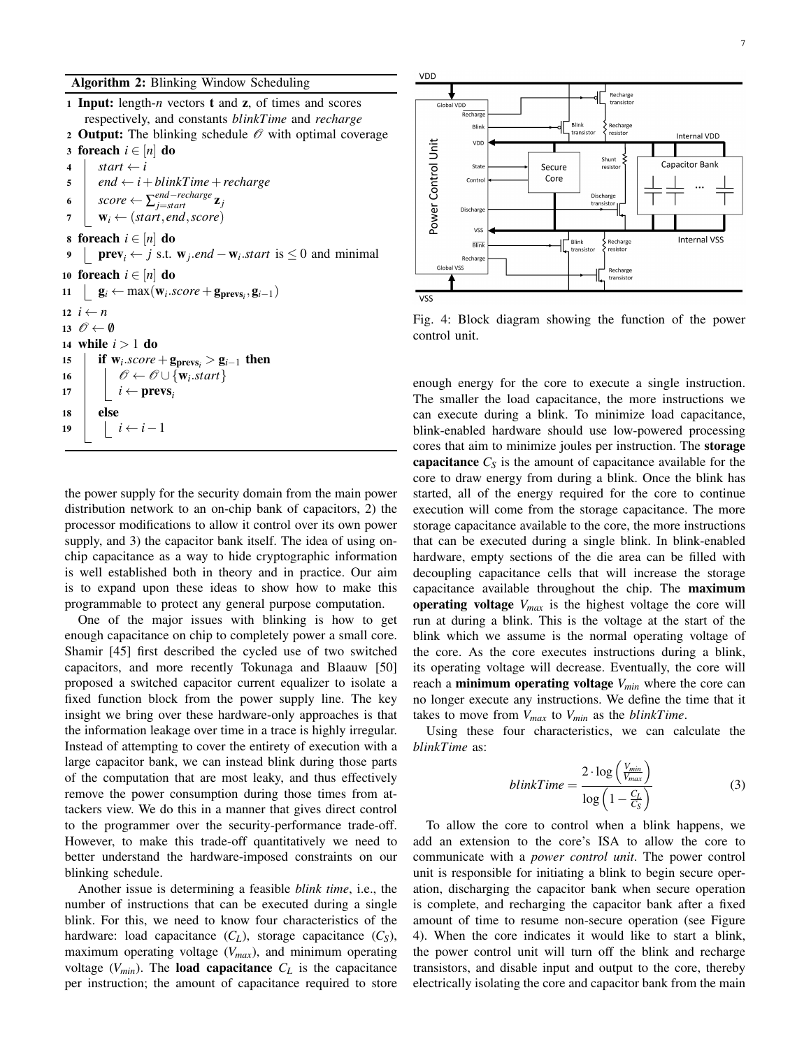**Algorithm 2:** Blinking Window Scheduling

```
1  Input: length-n vectors t and z, of times and scores
     respectively, and constants blinkTime and recharge
2  Output: The blinking schedule 𝒪 with optimal coverage
3  foreach i ∈ [n] do
4      start ← i
5      end ← i + blinkTime + recharge
6      score ← Σ_{j=start}^{end−recharge} z_j
7      w_i ← (start, end, score)
8  foreach i ∈ [n] do
9      prev_i ← j s.t. w_j.end − w_i.start is ≤ 0 and minimal
10 foreach i ∈ [n] do
11     g_i ← max(w_i.score + g_{prev_i}, g_{i−1})
12 i ← n
13 𝒪 ← ∅
14 while i > 1 do
15     if w_i.score + g_{prev_i} > g_{i−1} then
16         𝒪 ← 𝒪 ∪ {w_i.start}
17         i ← prev_i
18     else
19         i ← i − 1
```

the power supply for the security domain from the main power distribution network to an on-chip bank of capacitors, 2) the processor modifications to allow it control over its own power supply, and 3) the capacitor bank itself. The idea of using on-chip capacitance as a way to hide cryptographic information is well established both in theory and in practice. Our aim is to expand upon these ideas to show how to make this programmable to protect any general purpose computation.

One of the major issues with blinking is how to get enough capacitance on chip to completely power a small core. Shamir [45] first described the cycled use of two switched capacitors, and more recently Tokunaga and Blaauw [50] proposed a switched capacitor current equalizer to isolate a fixed function block from the power supply line. The key insight we bring over these hardware-only approaches is that the information leakage over time in a trace is highly irregular. Instead of attempting to cover the entirety of execution with a large capacitor bank, we can instead blink during those parts of the computation that are most leaky, and thus effectively remove the power consumption during those times from attackers view. We do this in a manner that gives direct control to the programmer over the security-performance trade-off. However, to make this trade-off quantitatively we need to better understand the hardware-imposed constraints on our blinking schedule.

Another issue is determining a feasible *blink time*, i.e., the number of instructions that can be executed during a single blink. For this, we need to know four characteristics of the hardware: load capacitance ($C_L$), storage capacitance ($C_S$), maximum operating voltage ($V_{max}$), and minimum operating voltage ($V_{min}$). The **load capacitance** $C_L$ is the capacitance per instruction; the amount of capacitance required to store enough energy for the core to execute a single instruction. The smaller the load capacitance, the more instructions we can execute during a blink. To minimize load capacitance, blink-enabled hardware should use low-powered processing cores that aim to minimize joules per instruction. The **storage capacitance** $C_S$ is the amount of capacitance available for the core to draw energy from during a blink. Once the blink has started, all of the energy required for the core to continue execution will come from the storage capacitance. The more storage capacitance available to the core, the more instructions that can be executed during a single blink. In blink-enabled hardware, empty sections of the die area can be filled with decoupling capacitance cells that will increase the storage capacitance available throughout the chip. The **maximum operating voltage** $V_{max}$ is the highest voltage the core will run at during a blink. This is the voltage at the start of the blink which we assume is the normal operating voltage of the core. As the core executes instructions during a blink, its operating voltage will decrease. Eventually, the core will reach a **minimum operating voltage** $V_{min}$ where the core can no longer execute any instructions. We define the time that it takes to move from $V_{max}$ to $V_{min}$ as the *blinkTime*.

Fig. 4: Block diagram showing the function of the power control unit.

Using these four characteristics, we can calculate the *blinkTime* as:

$$blinkTime = \frac{2 \cdot \log\left(\frac{V_{min}}{V_{max}}\right)}{\log\left(1 - \frac{C_L}{C_S}\right)} \tag{3}$$

To allow the core to control when a blink happens, we add an extension to the core's ISA to allow the core to communicate with a *power control unit*. The power control unit is responsible for initiating a blink to begin secure operation, discharging the capacitor bank when secure operation is complete, and recharging the capacitor bank after a fixed amount of time to resume non-secure operation (see Figure 4). When the core indicates it would like to start a blink, the power control unit will turn off the blink and recharge transistors, and disable input and output to the core, thereby electrically isolating the core and capacitor bank from the main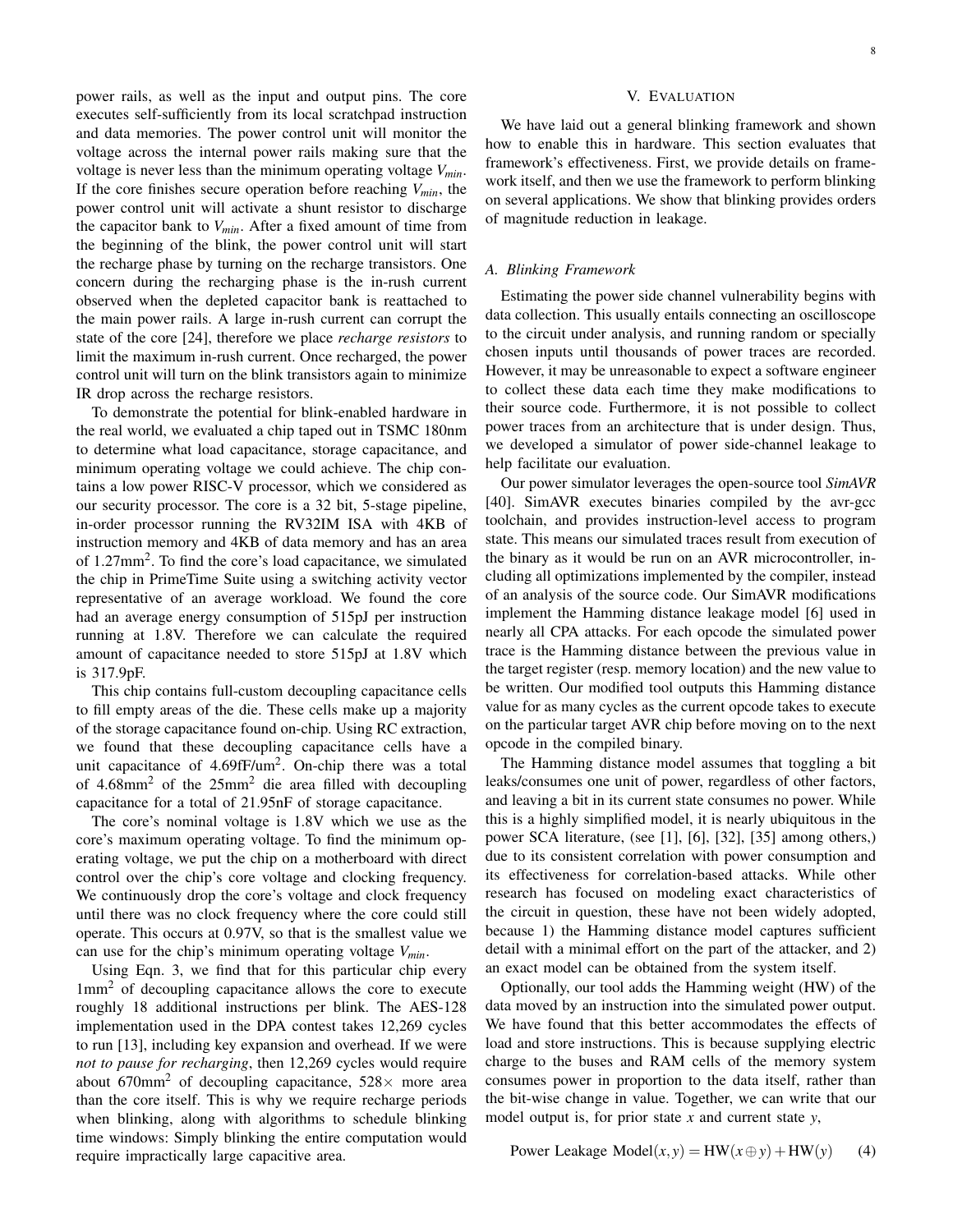power rails, as well as the input and output pins. The core executes self-sufficiently from its local scratchpad instruction and data memories. The power control unit will monitor the voltage across the internal power rails making sure that the voltage is never less than the minimum operating voltage $V_{min}$. If the core finishes secure operation before reaching $V_{min}$, the power control unit will activate a shunt resistor to discharge the capacitor bank to $V_{min}$. After a fixed amount of time from the beginning of the blink, the power control unit will start the recharge phase by turning on the recharge transistors. One concern during the recharging phase is the in-rush current observed when the depleted capacitor bank is reattached to the main power rails. A large in-rush current can corrupt the state of the core [24], therefore we place *recharge resistors* to limit the maximum in-rush current. Once recharged, the power control unit will turn on the blink transistors again to minimize IR drop across the recharge resistors.

To demonstrate the potential for blink-enabled hardware in the real world, we evaluated a chip taped out in TSMC 180nm to determine what load capacitance, storage capacitance, and minimum operating voltage we could achieve. The chip contains a low power RISC-V processor, which we considered as our security processor. The core is a 32 bit, 5-stage pipeline, in-order processor running the RV32IM ISA with 4KB of instruction memory and 4KB of data memory and has an area of $1.27\text{mm}^2$. To find the core's load capacitance, we simulated the chip in PrimeTime Suite using a switching activity vector representative of an average workload. We found the core had an average energy consumption of 515pJ per instruction running at 1.8V. Therefore we can calculate the required amount of capacitance needed to store 515pJ at 1.8V which is 317.9pF.

This chip contains full-custom decoupling capacitance cells to fill empty areas of the die. These cells make up a majority of the storage capacitance found on-chip. Using RC extraction, we found that these decoupling capacitance cells have a unit capacitance of $4.69\text{fF/um}^2$. On-chip there was a total of $4.68\text{mm}^2$ of the $25\text{mm}^2$ die area filled with decoupling capacitance for a total of 21.95nF of storage capacitance.

The core's nominal voltage is 1.8V which we use as the core's maximum operating voltage. To find the minimum operating voltage, we put the chip on a motherboard with direct control over the chip's core voltage and clocking frequency. We continuously drop the core's voltage and clock frequency until there was no clock frequency where the core could still operate. This occurs at 0.97V, so that is the smallest value we can use for the chip's minimum operating voltage $V_{min}$.

Using Eqn. 3, we find that for this particular chip every $1\text{mm}^2$ of decoupling capacitance allows the core to execute roughly 18 additional instructions per blink. The AES-128 implementation used in the DPA contest takes 12,269 cycles to run [13], including key expansion and overhead. If we were *not to pause for recharging*, then 12,269 cycles would require about $670\text{mm}^2$ of decoupling capacitance, $528\times$ more area than the core itself. This is why we require recharge periods when blinking, along with algorithms to schedule blinking time windows: Simply blinking the entire computation would require impractically large capacitive area.

## V. Evaluation

We have laid out a general blinking framework and shown how to enable this in hardware. This section evaluates that framework's effectiveness. First, we provide details on framework itself, and then we use the framework to perform blinking on several applications. We show that blinking provides orders of magnitude reduction in leakage.

### A. Blinking Framework

Estimating the power side channel vulnerability begins with data collection. This usually entails connecting an oscilloscope to the circuit under analysis, and running random or specially chosen inputs until thousands of power traces are recorded. However, it may be unreasonable to expect a software engineer to collect these data each time they make modifications to their source code. Furthermore, it is not possible to collect power traces from an architecture that is under design. Thus, we developed a simulator of power side-channel leakage to help facilitate our evaluation.

Our power simulator leverages the open-source tool *SimAVR* [40]. SimAVR executes binaries compiled by the avr-gcc toolchain, and provides instruction-level access to program state. This means our simulated traces result from execution of the binary as it would be run on an AVR microcontroller, including all optimizations implemented by the compiler, instead of an analysis of the source code. Our SimAVR modifications implement the Hamming distance leakage model [6] used in nearly all CPA attacks. For each opcode the simulated power trace is the Hamming distance between the previous value in the target register (resp. memory location) and the new value to be written. Our modified tool outputs this Hamming distance value for as many cycles as the current opcode takes to execute on the particular target AVR chip before moving on to the next opcode in the compiled binary.

The Hamming distance model assumes that toggling a bit leaks/consumes one unit of power, regardless of other factors, and leaving a bit in its current state consumes no power. While this is a highly simplified model, it is nearly ubiquitous in the power SCA literature, (see [1], [6], [32], [35] among others,) due to its consistent correlation with power consumption and its effectiveness for correlation-based attacks. While other research has focused on modeling exact characteristics of the circuit in question, these have not been widely adopted, because 1) the Hamming distance model captures sufficient detail with a minimal effort on the part of the attacker, and 2) an exact model can be obtained from the system itself.

Optionally, our tool adds the Hamming weight (HW) of the data moved by an instruction into the simulated power output. We have found that this better accommodates the effects of load and store instructions. This is because supplying electric charge to the buses and RAM cells of the memory system consumes power in proportion to the data itself, rather than the bit-wise change in value. Together, we can write that our model output is, for prior state $x$ and current state $y$,

$$\text{Power Leakage Model}(x, y) = \text{HW}(x \oplus y) + \text{HW}(y) \qquad (4)$$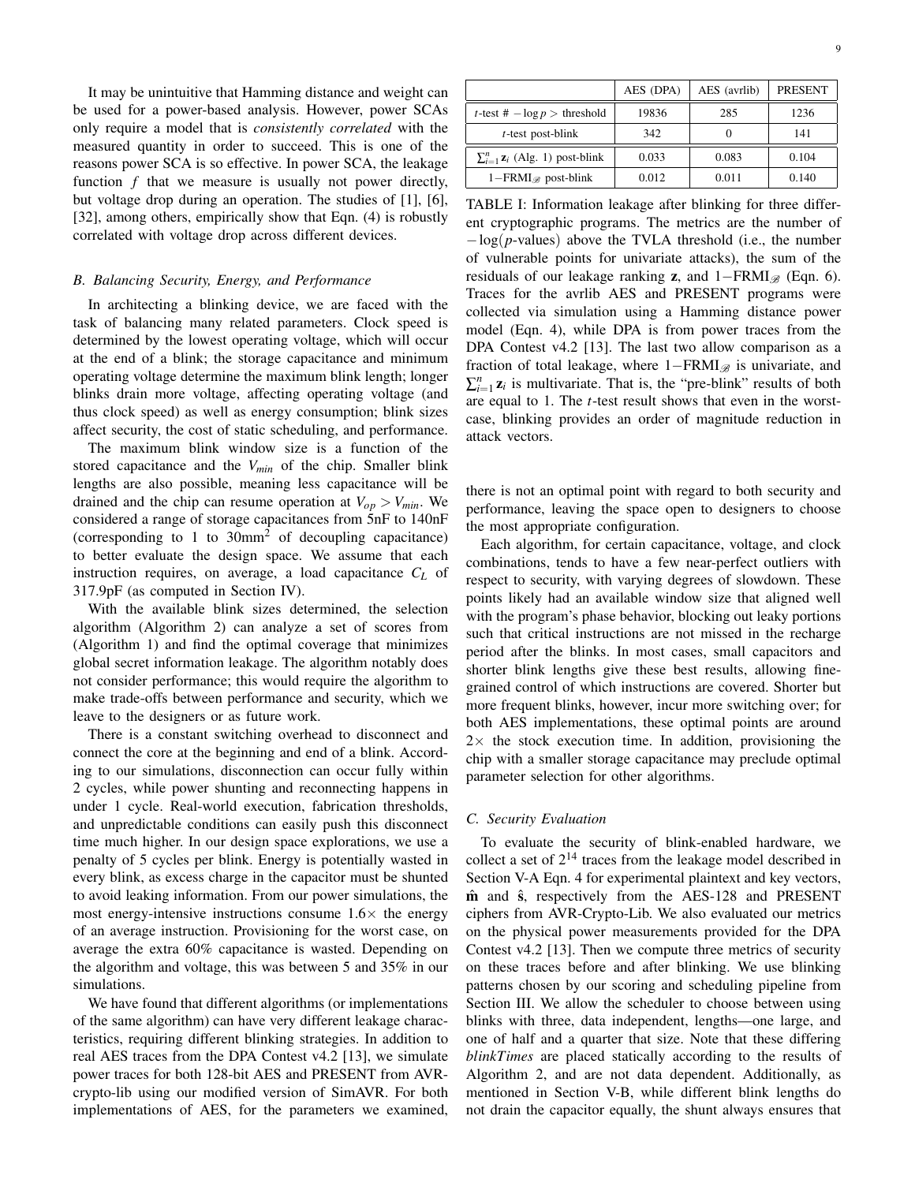It may be unintuitive that Hamming distance and weight can be used for a power-based analysis. However, power SCAs only require a model that is *consistently correlated* with the measured quantity in order to succeed. This is one of the reasons power SCA is so effective. In power SCA, the leakage function $f$ that we measure is usually not power directly, but voltage drop during an operation. The studies of [1], [6], [32], among others, empirically show that Eqn. (4) is robustly correlated with voltage drop across different devices.

### B. Balancing Security, Energy, and Performance

In architecting a blinking device, we are faced with the task of balancing many related parameters. Clock speed is determined by the lowest operating voltage, which will occur at the end of a blink; the storage capacitance and minimum operating voltage determine the maximum blink length; longer blinks drain more voltage, affecting operating voltage (and thus clock speed) as well as energy consumption; blink sizes affect security, the cost of static scheduling, and performance.

The maximum blink window size is a function of the stored capacitance and the $V_{min}$ of the chip. Smaller blink lengths are also possible, meaning less capacitance will be drained and the chip can resume operation at $V_{op} > V_{min}$. We considered a range of storage capacitances from 5nF to 140nF (corresponding to 1 to 30mm$^2$ of decoupling capacitance) to better evaluate the design space. We assume that each instruction requires, on average, a load capacitance $C_L$ of 317.9pF (as computed in Section IV).

With the available blink sizes determined, the selection algorithm (Algorithm 2) can analyze a set of scores from (Algorithm 1) and find the optimal coverage that minimizes global secret information leakage. The algorithm notably does not consider performance; this would require the algorithm to make trade-offs between performance and security, which we leave to the designers or as future work.

There is a constant switching overhead to disconnect and connect the core at the beginning and end of a blink. According to our simulations, disconnection can occur fully within 2 cycles, while power shunting and reconnecting happens in under 1 cycle. Real-world execution, fabrication thresholds, and unpredictable conditions can easily push this disconnect time much higher. In our design space explorations, we use a penalty of 5 cycles per blink. Energy is potentially wasted in every blink, as excess charge in the capacitor must be shunted to avoid leaking information. From our power simulations, the most energy-intensive instructions consume $1.6\times$ the energy of an average instruction. Provisioning for the worst case, on average the extra 60% capacitance is wasted. Depending on the algorithm and voltage, this was between 5 and 35% in our simulations.

We have found that different algorithms (or implementations of the same algorithm) can have very different leakage characteristics, requiring different blinking strategies. In addition to real AES traces from the DPA Contest v4.2 [13], we simulate power traces for both 128-bit AES and PRESENT from AVR-crypto-lib using our modified version of SimAVR. For both implementations of AES, for the parameters we examined, there is not an optimal point with regard to both security and performance, leaving the space open to designers to choose the most appropriate configuration.

|  | AES (DPA) | AES (avrlib) | PRESENT |
|---|---|---|---|
| $t$-test # $-\log p >$ threshold | 19836 | 285 | 1236 |
| $t$-test post-blink | 342 | 0 | 141 |
| $\sum_{i=1}^{n} \mathbf{z}_i$ (Alg. 1) post-blink | 0.033 | 0.083 | 0.104 |
| $1-\text{FRMI}_{\mathscr{B}}$ post-blink | 0.012 | 0.011 | 0.140 |

TABLE I: Information leakage after blinking for three different cryptographic programs. The metrics are the number of $-\log(p\text{-values})$ above the TVLA threshold (i.e., the number of vulnerable points for univariate attacks), the sum of the residuals of our leakage ranking $\mathbf{z}$, and $1-\text{FRMI}_{\mathscr{B}}$ (Eqn. 6). Traces for the avrlib AES and PRESENT programs were collected via simulation using a Hamming distance power model (Eqn. 4), while DPA is from power traces from the DPA Contest v4.2 [13]. The last two allow comparison as a fraction of total leakage, where $1-\text{FRMI}_{\mathscr{B}}$ is univariate, and $\sum_{i=1}^{n} \mathbf{z}_i$ is multivariate. That is, the "pre-blink" results of both are equal to 1. The $t$-test result shows that even in the worst-case, blinking provides an order of magnitude reduction in attack vectors.

Each algorithm, for certain capacitance, voltage, and clock combinations, tends to have a few near-perfect outliers with respect to security, with varying degrees of slowdown. These points likely had an available window size that aligned well with the program's phase behavior, blocking out leaky portions such that critical instructions are not missed in the recharge period after the blinks. In most cases, small capacitors and shorter blink lengths give these best results, allowing fine-grained control of which instructions are covered. Shorter but more frequent blinks, however, incur more switching over; for both AES implementations, these optimal points are around $2\times$ the stock execution time. In addition, provisioning the chip with a smaller storage capacitance may preclude optimal parameter selection for other algorithms.

### C. Security Evaluation

To evaluate the security of blink-enabled hardware, we collect a set of $2^{14}$ traces from the leakage model described in Section V-A Eqn. 4 for experimental plaintext and key vectors, $\hat{\mathbf{m}}$ and $\hat{\mathbf{s}}$, respectively from the AES-128 and PRESENT ciphers from AVR-Crypto-Lib. We also evaluated our metrics on the physical power measurements provided for the DPA Contest v4.2 [13]. Then we compute three metrics of security on these traces before and after blinking. We use blinking patterns chosen by our scoring and scheduling pipeline from Section III. We allow the scheduler to choose between using blinks with three, data independent, lengths—one large, and one of half and a quarter that size. Note that these differing *blinkTimes* are placed statically according to the results of Algorithm 2, and are not data dependent. Additionally, as mentioned in Section V-B, while different blink lengths do not drain the capacitor equally, the shunt always ensures that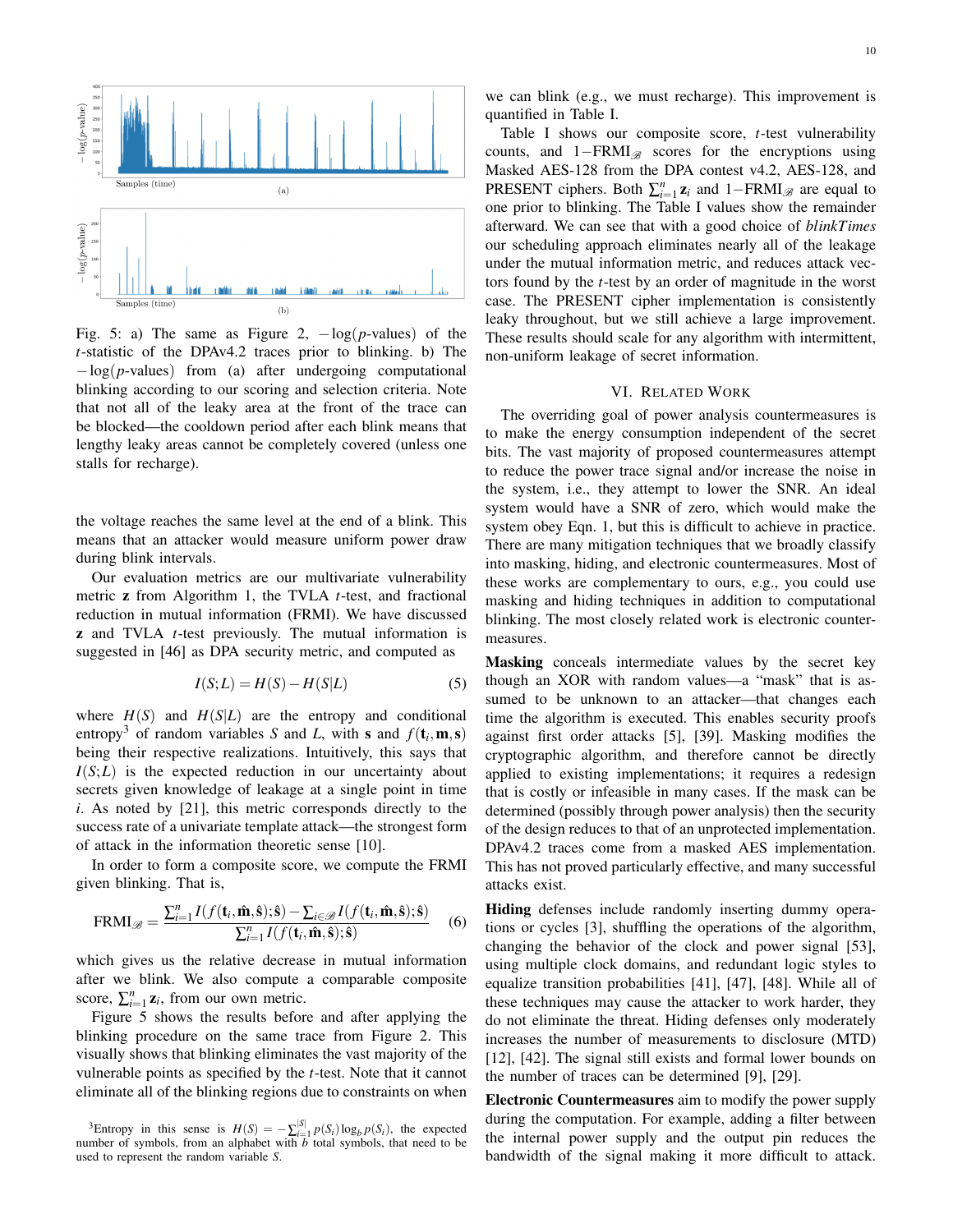Fig. 5: a) The same as Figure 2, $-\log(p\text{-values})$ of the $t$-statistic of the DPAv4.2 traces prior to blinking. b) The $-\log(p\text{-values})$ from (a) after undergoing computational blinking according to our scoring and selection criteria. Note that not all of the leaky area at the front of the trace can be blocked—the cooldown period after each blink means that lengthy leaky areas cannot be completely covered (unless one stalls for recharge).

the voltage reaches the same level at the end of a blink. This means that an attacker would measure uniform power draw during blink intervals.

Our evaluation metrics are our multivariate vulnerability metric $\mathbf{z}$ from Algorithm 1, the TVLA $t$-test, and fractional reduction in mutual information (FRMI). We have discussed $\mathbf{z}$ and TVLA $t$-test previously. The mutual information is suggested in [46] as DPA security metric, and computed as

$$I(S;L) = H(S) - H(S|L) \tag{5}$$

where $H(S)$ and $H(S|L)$ are the entropy and conditional entropy[3] of random variables $S$ and $L$, with $\mathbf{s}$ and $f(\mathbf{t}_i, \mathbf{m}, \mathbf{s})$ being their respective realizations. Intuitively, this says that $I(S;L)$ is the expected reduction in our uncertainty about secrets given knowledge of leakage at a single point in time $i$. As noted by [21], this metric corresponds directly to the success rate of a univariate template attack—the strongest form of attack in the information theoretic sense [10].

In order to form a composite score, we compute the FRMI given blinking. That is,

$$\text{FRMI}_{\mathscr{B}} = \frac{\sum_{i=1}^{n} I(f(\mathbf{t}_i, \hat{\mathbf{m}}, \hat{\mathbf{s}}); \hat{\mathbf{s}}) - \sum_{i \in \mathscr{B}} I(f(\mathbf{t}_i, \hat{\mathbf{m}}, \hat{\mathbf{s}}); \hat{\mathbf{s}})}{\sum_{i=1}^{n} I(f(\mathbf{t}_i, \hat{\mathbf{m}}, \hat{\mathbf{s}}); \hat{\mathbf{s}})} \tag{6}$$

which gives us the relative decrease in mutual information after we blink. We also compute a comparable composite score, $\sum_{i=1}^{n} \mathbf{z}_i$, from our own metric.

Figure 5 shows the results before and after applying the blinking procedure on the same trace from Figure 2. This visually shows that blinking eliminates the vast majority of the vulnerable points as specified by the $t$-test. Note that it cannot eliminate all of the blinking regions due to constraints on when we can blink (e.g., we must recharge). This improvement is quantified in Table I.

Table I shows our composite score, $t$-test vulnerability counts, and $1-\text{FRMI}_{\mathscr{B}}$ scores for the encryptions using Masked AES-128 from the DPA contest v4.2, AES-128, and PRESENT ciphers. Both $\sum_{i=1}^{n} \mathbf{z}_i$ and $1-\text{FRMI}_{\mathscr{B}}$ are equal to one prior to blinking. The Table I values show the remainder afterward. We can see that with a good choice of *blinkTimes* our scheduling approach eliminates nearly all of the leakage under the mutual information metric, and reduces attack vectors found by the $t$-test by an order of magnitude in the worst case. The PRESENT cipher implementation is consistently leaky throughout, but we still achieve a large improvement. These results should scale for any algorithm with intermittent, non-uniform leakage of secret information.

## VI. Related Work

The overriding goal of power analysis countermeasures is to make the energy consumption independent of the secret bits. The vast majority of proposed countermeasures attempt to reduce the power trace signal and/or increase the noise in the system, i.e., they attempt to lower the SNR. An ideal system would have a SNR of zero, which would make the system obey Eqn. 1, but this is difficult to achieve in practice. There are many mitigation techniques that we broadly classify into masking, hiding, and electronic countermeasures. Most of these works are complementary to ours, e.g., you could use masking and hiding techniques in addition to computational blinking. The most closely related work is electronic countermeasures.

**Masking** conceals intermediate values by the secret key though an XOR with random values—a "mask" that is assumed to be unknown to an attacker—that changes each time the algorithm is executed. This enables security proofs against first order attacks [5], [39]. Masking modifies the cryptographic algorithm, and therefore cannot be directly applied to existing implementations; it requires a redesign that is costly or infeasible in many cases. If the mask can be determined (possibly through power analysis) then the security of the design reduces to that of an unprotected implementation. DPAv4.2 traces come from a masked AES implementation. This has not proved particularly effective, and many successful attacks exist.

**Hiding** defenses include randomly inserting dummy operations or cycles [3], shuffling the operations of the algorithm, changing the behavior of the clock and power signal [53], using multiple clock domains, and redundant logic styles to equalize transition probabilities [41], [47], [48]. While all of these techniques may cause the attacker to work harder, they do not eliminate the threat. Hiding defenses only moderately increases the number of measurements to disclosure (MTD) [12], [42]. The signal still exists and formal lower bounds on the number of traces can be determined [9], [29].

**Electronic Countermeasures** aim to modify the power supply during the computation. For example, adding a filter between the internal power supply and the output pin reduces the bandwidth of the signal making it more difficult to attack.

[3] Entropy in this sense is $H(S) = -\sum_{i=1}^{|S|} p(S_i) \log_b p(S_i)$, the expected number of symbols, from an alphabet with $b$ total symbols, that need to be used to represent the random variable $S$.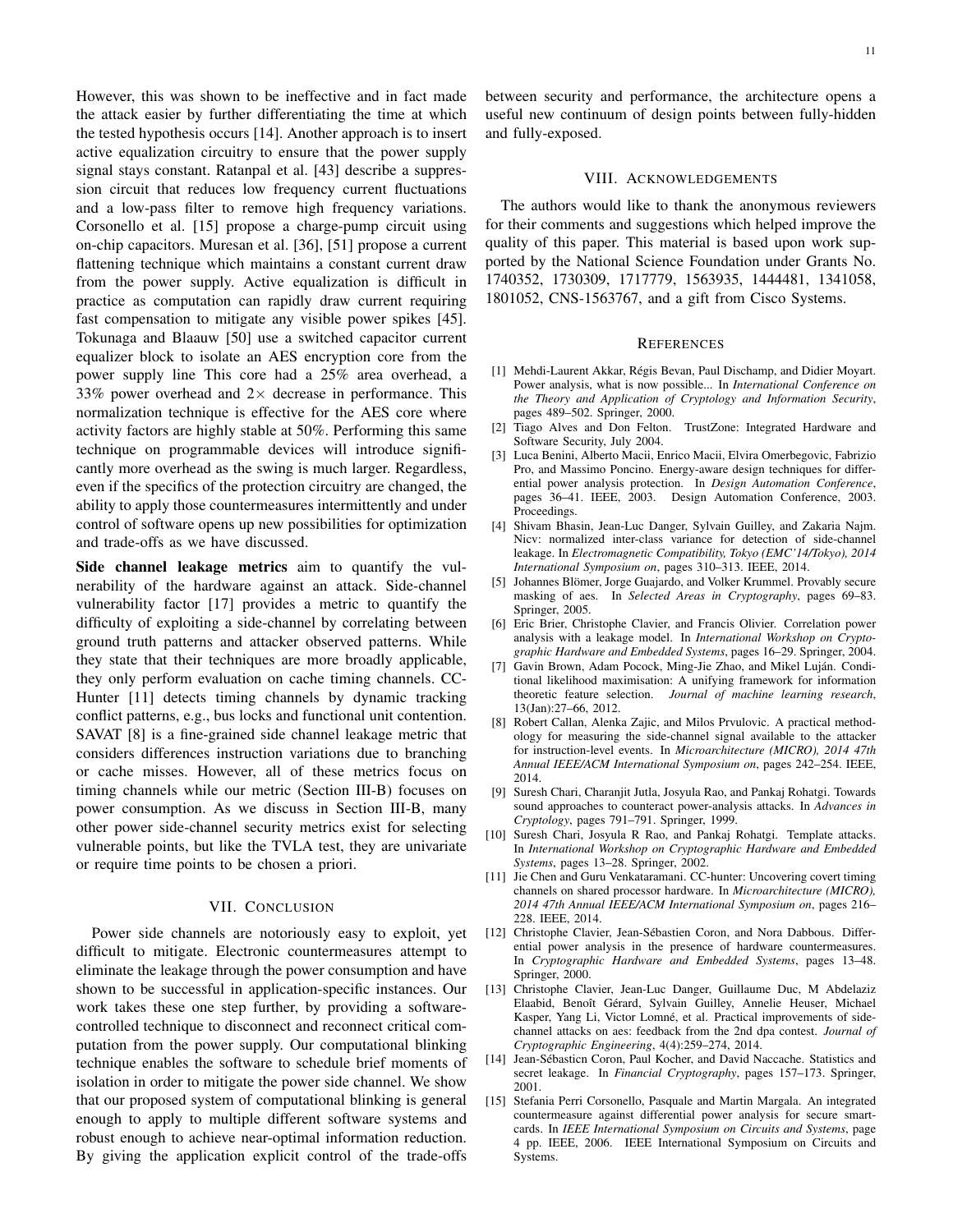However, this was shown to be ineffective and in fact made the attack easier by further differentiating the time at which the tested hypothesis occurs [14]. Another approach is to insert active equalization circuitry to ensure that the power supply signal stays constant. Ratanpal et al. [43] describe a suppression circuit that reduces low frequency current fluctuations and a low-pass filter to remove high frequency variations. Corsonello et al. [15] propose a charge-pump circuit using on-chip capacitors. Muresan et al. [36], [51] propose a current flattening technique which maintains a constant current draw from the power supply. Active equalization is difficult in practice as computation can rapidly draw current requiring fast compensation to mitigate any visible power spikes [45]. Tokunaga and Blaauw [50] use a switched capacitor current equalizer block to isolate an AES encryption core from the power supply line This core had a 25% area overhead, a 33% power overhead and $2\times$ decrease in performance. This normalization technique is effective for the AES core where activity factors are highly stable at 50%. Performing this same technique on programmable devices will introduce significantly more overhead as the swing is much larger. Regardless, even if the specifics of the protection circuitry are changed, the ability to apply those countermeasures intermittently and under control of software opens up new possibilities for optimization and trade-offs as we have discussed.

**Side channel leakage metrics** aim to quantify the vulnerability of the hardware against an attack. Side-channel vulnerability factor [17] provides a metric to quantify the difficulty of exploiting a side-channel by correlating between ground truth patterns and attacker observed patterns. While they state that their techniques are more broadly applicable, they only perform evaluation on cache timing channels. CC-Hunter [11] detects timing channels by dynamic tracking conflict patterns, e.g., bus locks and functional unit contention. SAVAT [8] is a fine-grained side channel leakage metric that considers differences instruction variations due to branching or cache misses. However, all of these metrics focus on timing channels while our metric (Section III-B) focuses on power consumption. As we discuss in Section III-B, many other power side-channel security metrics exist for selecting vulnerable points, but like the TVLA test, they are univariate or require time points to be chosen a priori.

## VII. Conclusion

Power side channels are notoriously easy to exploit, yet difficult to mitigate. Electronic countermeasures attempt to eliminate the leakage through the power consumption and have shown to be successful in application-specific instances. Our work takes these one step further, by providing a software-controlled technique to disconnect and reconnect critical computation from the power supply. Our computational blinking technique enables the software to schedule brief moments of isolation in order to mitigate the power side channel. We show that our proposed system of computational blinking is general enough to apply to multiple different software systems and robust enough to achieve near-optimal information reduction. By giving the application explicit control of the trade-offs between security and performance, the architecture opens a useful new continuum of design points between fully-hidden and fully-exposed.

## VIII. Acknowledgements

The authors would like to thank the anonymous reviewers for their comments and suggestions which helped improve the quality of this paper. This material is based upon work supported by the National Science Foundation under Grants No. 1740352, 1730309, 1717779, 1563935, 1444481, 1341058, 1801052, CNS-1563767, and a gift from Cisco Systems.

## References

[1] Mehdi-Laurent Akkar, Régis Bevan, Paul Dischamp, and Didier Moyart. Power analysis, what is now possible... In *International Conference on the Theory and Application of Cryptology and Information Security*, pages 489–502. Springer, 2000.

[2] Tiago Alves and Don Felton. TrustZone: Integrated Hardware and Software Security, July 2004.

[3] Luca Benini, Alberto Macii, Enrico Macii, Elvira Omerbegovic, Fabrizio Pro, and Massimo Poncino. Energy-aware design techniques for differential power analysis protection. In *Design Automation Conference*, pages 36–41. IEEE, 2003. Design Automation Conference, 2003. Proceedings.

[4] Shivam Bhasin, Jean-Luc Danger, Sylvain Guilley, and Zakaria Najm. Nicv: normalized inter-class variance for detection of side-channel leakage. In *Electromagnetic Compatibility, Tokyo (EMC'14/Tokyo), 2014 International Symposium on*, pages 310–313. IEEE, 2014.

[5] Johannes Blömer, Jorge Guajardo, and Volker Krummel. Provably secure masking of aes. In *Selected Areas in Cryptography*, pages 69–83. Springer, 2005.

[6] Eric Brier, Christophe Clavier, and Francis Olivier. Correlation power analysis with a leakage model. In *International Workshop on Cryptographic Hardware and Embedded Systems*, pages 16–29. Springer, 2004.

[7] Gavin Brown, Adam Pocock, Ming-Jie Zhao, and Mikel Luján. Conditional likelihood maximisation: A unifying framework for information theoretic feature selection. *Journal of machine learning research*, 13(Jan):27–66, 2012.

[8] Robert Callan, Alenka Zajic, and Milos Prvulovic. A practical methodology for measuring the side-channel signal available to the attacker for instruction-level events. In *Microarchitecture (MICRO), 2014 47th Annual IEEE/ACM International Symposium on*, pages 242–254. IEEE, 2014.

[9] Suresh Chari, Charanjit Jutla, Josyula Rao, and Pankaj Rohatgi. Towards sound approaches to counteract power-analysis attacks. In *Advances in Cryptology*, pages 791–791. Springer, 1999.

[10] Suresh Chari, Josyula R Rao, and Pankaj Rohatgi. Template attacks. In *International Workshop on Cryptographic Hardware and Embedded Systems*, pages 13–28. Springer, 2002.

[11] Jie Chen and Guru Venkataramani. CC-hunter: Uncovering covert timing channels on shared processor hardware. In *Microarchitecture (MICRO), 2014 47th Annual IEEE/ACM International Symposium on*, pages 216–228. IEEE, 2014.

[12] Christophe Clavier, Jean-Sébastien Coron, and Nora Dabbous. Differential power analysis in the presence of hardware countermeasures. In *Cryptographic Hardware and Embedded Systems*, pages 13–48. Springer, 2000.

[13] Christophe Clavier, Jean-Luc Danger, Guillaume Duc, M Abdelaziz Elaabid, Benoît Gérard, Sylvain Guilley, Annelie Heuser, Michael Kasper, Yang Li, Victor Lomné, et al. Practical improvements of side-channel attacks on aes: feedback from the 2nd dpa contest. *Journal of Cryptographic Engineering*, 4(4):259–274, 2014.

[14] Jean-Sébasticn Coron, Paul Kocher, and David Naccache. Statistics and secret leakage. In *Financial Cryptography*, pages 157–173. Springer, 2001.

[15] Stefania Perri Corsonello, Pasquale and Martin Margala. An integrated countermeasure against differential power analysis for secure smartcards. In *IEEE International Symposium on Circuits and Systems*, page 4 pp. IEEE, 2006. IEEE International Symposium on Circuits and Systems.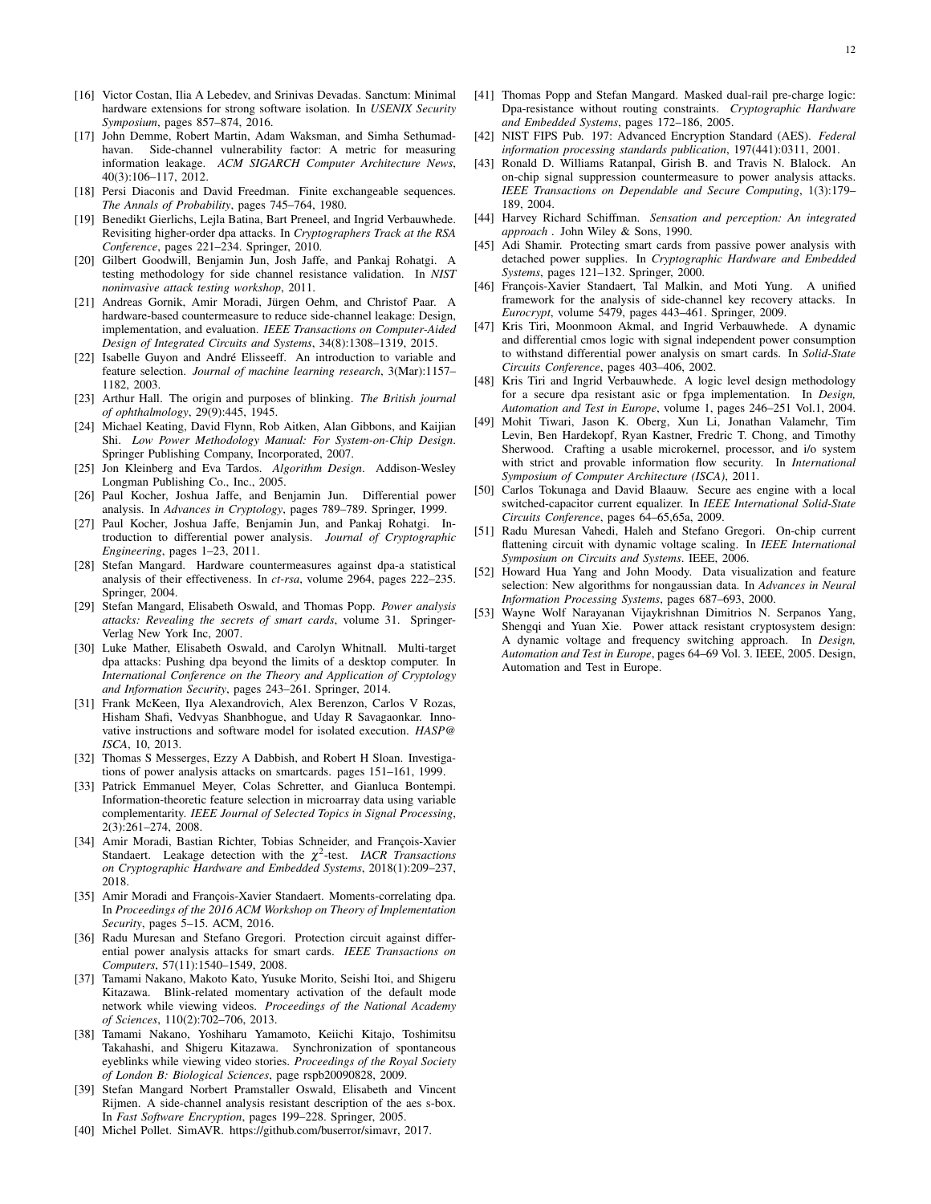[16] Victor Costan, Ilia A Lebedev, and Srinivas Devadas. Sanctum: Minimal hardware extensions for strong software isolation. In *USENIX Security Symposium*, pages 857–874, 2016.

[17] John Demme, Robert Martin, Adam Waksman, and Simha Sethumadhavan. Side-channel vulnerability factor: A metric for measuring information leakage. *ACM SIGARCH Computer Architecture News*, 40(3):106–117, 2012.

[18] Persi Diaconis and David Freedman. Finite exchangeable sequences. *The Annals of Probability*, pages 745–764, 1980.

[19] Benedikt Gierlichs, Lejla Batina, Bart Preneel, and Ingrid Verbauwhede. Revisiting higher-order dpa attacks. In *Cryptographers Track at the RSA Conference*, pages 221–234. Springer, 2010.

[20] Gilbert Goodwill, Benjamin Jun, Josh Jaffe, and Pankaj Rohatgi. A testing methodology for side channel resistance validation. In *NIST noninvasive attack testing workshop*, 2011.

[21] Andreas Gornik, Amir Moradi, Jürgen Oehm, and Christof Paar. A hardware-based countermeasure to reduce side-channel leakage: Design, implementation, and evaluation. *IEEE Transactions on Computer-Aided Design of Integrated Circuits and Systems*, 34(8):1308–1319, 2015.

[22] Isabelle Guyon and André Elisseeff. An introduction to variable and feature selection. *Journal of machine learning research*, 3(Mar):1157–1182, 2003.

[23] Arthur Hall. The origin and purposes of blinking. *The British journal of ophthalmology*, 29(9):445, 1945.

[24] Michael Keating, David Flynn, Rob Aitken, Alan Gibbons, and Kaijian Shi. *Low Power Methodology Manual: For System-on-Chip Design*. Springer Publishing Company, Incorporated, 2007.

[25] Jon Kleinberg and Eva Tardos. *Algorithm Design*. Addison-Wesley Longman Publishing Co., Inc., 2005.

[26] Paul Kocher, Joshua Jaffe, and Benjamin Jun. Differential power analysis. In *Advances in Cryptology*, pages 789–789. Springer, 1999.

[27] Paul Kocher, Joshua Jaffe, Benjamin Jun, and Pankaj Rohatgi. Introduction to differential power analysis. *Journal of Cryptographic Engineering*, pages 1–23, 2011.

[28] Stefan Mangard. Hardware countermeasures against dpa-a statistical analysis of their effectiveness. In *ct-rsa*, volume 2964, pages 222–235. Springer, 2004.

[29] Stefan Mangard, Elisabeth Oswald, and Thomas Popp. *Power analysis attacks: Revealing the secrets of smart cards*, volume 31. Springer-Verlag New York Inc, 2007.

[30] Luke Mather, Elisabeth Oswald, and Carolyn Whitnall. Multi-target dpa attacks: Pushing dpa beyond the limits of a desktop computer. In *International Conference on the Theory and Application of Cryptology and Information Security*, pages 243–261. Springer, 2014.

[31] Frank McKeen, Ilya Alexandrovich, Alex Berenzon, Carlos V Rozas, Hisham Shafi, Vedvyas Shanbhogue, and Uday R Savagaonkar. Innovative instructions and software model for isolated execution. *HASP@ ISCA*, 10, 2013.

[32] Thomas S Messerges, Ezzy A Dabbish, and Robert H Sloan. Investigations of power analysis attacks on smartcards. pages 151–161, 1999.

[33] Patrick Emmanuel Meyer, Colas Schretter, and Gianluca Bontempi. Information-theoretic feature selection in microarray data using variable complementarity. *IEEE Journal of Selected Topics in Signal Processing*, 2(3):261–274, 2008.

[34] Amir Moradi, Bastian Richter, Tobias Schneider, and François-Xavier Standaert. Leakage detection with the $\chi^2$-test. *IACR Transactions on Cryptographic Hardware and Embedded Systems*, 2018(1):209–237, 2018.

[35] Amir Moradi and François-Xavier Standaert. Moments-correlating dpa. In *Proceedings of the 2016 ACM Workshop on Theory of Implementation Security*, pages 5–15. ACM, 2016.

[36] Radu Muresan and Stefano Gregori. Protection circuit against differential power analysis attacks for smart cards. *IEEE Transactions on Computers*, 57(11):1540–1549, 2008.

[37] Tamami Nakano, Makoto Kato, Yusuke Morito, Seishi Itoi, and Shigeru Kitazawa. Blink-related momentary activation of the default mode network while viewing videos. *Proceedings of the National Academy of Sciences*, 110(2):702–706, 2013.

[38] Tamami Nakano, Yoshiharu Yamamoto, Keiichi Kitajo, Toshimitsu Takahashi, and Shigeru Kitazawa. Synchronization of spontaneous eyeblinks while viewing video stories. *Proceedings of the Royal Society of London B: Biological Sciences*, page rspb20090828, 2009.

[39] Stefan Mangard Norbert Pramstaller Oswald, Elisabeth and Vincent Rijmen. A side-channel analysis resistant description of the aes s-box. In *Fast Software Encryption*, pages 199–228. Springer, 2005.

[40] Michel Pollet. SimAVR. https://github.com/buserror/simavr, 2017.

[41] Thomas Popp and Stefan Mangard. Masked dual-rail pre-charge logic: Dpa-resistance without routing constraints. *Cryptographic Hardware and Embedded Systems*, pages 172–186, 2005.

[42] NIST FIPS Pub. 197: Advanced Encryption Standard (AES). *Federal information processing standards publication*, 197(441):0311, 2001.

[43] Ronald D. Williams Ratanpal, Girish B. and Travis N. Blalock. An on-chip signal suppression countermeasure to power analysis attacks. *IEEE Transactions on Dependable and Secure Computing*, 1(3):179–189, 2004.

[44] Harvey Richard Schiffman. *Sensation and perception: An integrated approach* . John Wiley & Sons, 1990.

[45] Adi Shamir. Protecting smart cards from passive power analysis with detached power supplies. In *Cryptographic Hardware and Embedded Systems*, pages 121–132. Springer, 2000.

[46] François-Xavier Standaert, Tal Malkin, and Moti Yung. A unified framework for the analysis of side-channel key recovery attacks. In *Eurocrypt*, volume 5479, pages 443–461. Springer, 2009.

[47] Kris Tiri, Moonmoon Akmal, and Ingrid Verbauwhede. A dynamic and differential cmos logic with signal independent power consumption to withstand differential power analysis on smart cards. In *Solid-State Circuits Conference*, pages 403–406, 2002.

[48] Kris Tiri and Ingrid Verbauwhede. A logic level design methodology for a secure dpa resistant asic or fpga implementation. In *Design, Automation and Test in Europe*, volume 1, pages 246–251 Vol.1, 2004.

[49] Mohit Tiwari, Jason K. Oberg, Xun Li, Jonathan Valamehr, Tim Levin, Ben Hardekopf, Ryan Kastner, Fredric T. Chong, and Timothy Sherwood. Crafting a usable microkernel, processor, and i/o system with strict and provable information flow security. In *International Symposium of Computer Architecture (ISCA)*, 2011.

[50] Carlos Tokunaga and David Blaauw. Secure aes engine with a local switched-capacitor current equalizer. In *IEEE International Solid-State Circuits Conference*, pages 64–65,65a, 2009.

[51] Radu Muresan Vahedi, Haleh and Stefano Gregori. On-chip current flattening circuit with dynamic voltage scaling. In *IEEE International Symposium on Circuits and Systems*. IEEE, 2006.

[52] Howard Hua Yang and John Moody. Data visualization and feature selection: New algorithms for nongaussian data. In *Advances in Neural Information Processing Systems*, pages 687–693, 2000.

[53] Wayne Wolf Narayanan Vijaykrishnan Dimitrios N. Serpanos Yang, Shengqi and Yuan Xie. Power attack resistant cryptosystem design: A dynamic voltage and frequency switching approach. In *Design, Automation and Test in Europe*, pages 64–69 Vol. 3. IEEE, 2005. Design, Automation and Test in Europe.